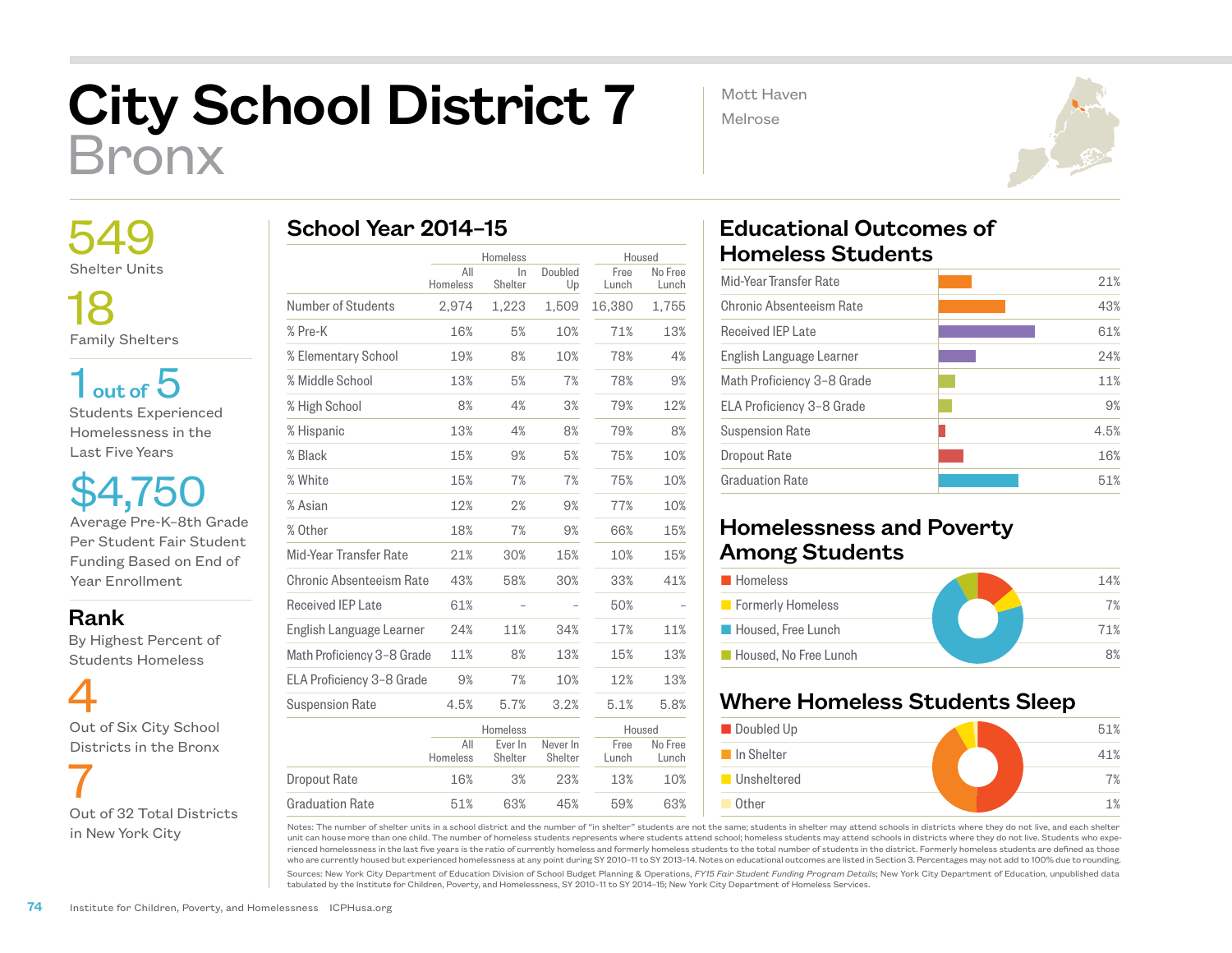# City School District 7
## Bronx

Mott Haven
Melrose

**549**
Shelter Units

**18**
Family Shelters

**1 out of 5**
Students Experienced Homelessness in the Last Five Years

**$4,750**
Average Pre-K–8th Grade Per Student Fair Student Funding Based on End of Year Enrollment

### Rank
By Highest Percent of Students Homeless

**4**
Out of Six City School Districts in the Bronx

**7**
Out of 32 Total Districts in New York City

## School Year 2014–15

| | Homeless | | | Housed | |
|---|---|---|---|---|---|
| | All Homeless | In Shelter | Doubled Up | Free Lunch | No Free Lunch |
| Number of Students | 2,974 | 1,223 | 1,509 | 16,380 | 1,755 |
| % Pre-K | 16% | 5% | 10% | 71% | 13% |
| % Elementary School | 19% | 8% | 10% | 78% | 4% |
| % Middle School | 13% | 5% | 7% | 78% | 9% |
| % High School | 8% | 4% | 3% | 79% | 12% |
| % Hispanic | 13% | 4% | 8% | 79% | 8% |
| % Black | 15% | 9% | 5% | 75% | 10% |
| % White | 15% | 7% | 7% | 75% | 10% |
| % Asian | 12% | 2% | 9% | 77% | 10% |
| % Other | 18% | 7% | 9% | 66% | 15% |
| Mid-Year Transfer Rate | 21% | 30% | 15% | 10% | 15% |
| Chronic Absenteeism Rate | 43% | 58% | 30% | 33% | 41% |
| Received IEP Late | 61% | – | – | 50% | – |
| English Language Learner | 24% | 11% | 34% | 17% | 11% |
| Math Proficiency 3–8 Grade | 11% | 8% | 13% | 15% | 13% |
| ELA Proficiency 3–8 Grade | 9% | 7% | 10% | 12% | 13% |
| Suspension Rate | 4.5% | 5.7% | 3.2% | 5.1% | 5.8% |

| | Homeless | | | Housed | |
|---|---|---|---|---|---|
| | All Homeless | Ever In Shelter | Never In Shelter | Free Lunch | No Free Lunch |
| Dropout Rate | 16% | 3% | 23% | 13% | 10% |
| Graduation Rate | 51% | 63% | 45% | 59% | 63% |

## Educational Outcomes of Homeless Students

| Outcome | Rate |
|---|---|
| Mid-Year Transfer Rate | 21% |
| Chronic Absenteeism Rate | 43% |
| Received IEP Late | 61% |
| English Language Learner | 24% |
| Math Proficiency 3–8 Grade | 11% |
| ELA Proficiency 3–8 Grade | 9% |
| Suspension Rate | 4.5% |
| Dropout Rate | 16% |
| Graduation Rate | 51% |

## Homelessness and Poverty Among Students

| Category | Percent |
|---|---|
| Homeless | 14% |
| Formerly Homeless | 7% |
| Housed, Free Lunch | 71% |
| Housed, No Free Lunch | 8% |

## Where Homeless Students Sleep

| Category | Percent |
|---|---|
| Doubled Up | 51% |
| In Shelter | 41% |
| Unsheltered | 7% |
| Other | 1% |

Notes: The number of shelter units in a school district and the number of "in shelter" students are not the same; students in shelter may attend schools in districts where they do not live, and each shelter unit can house more than one child. The number of homeless students represents where students attend school; homeless students may attend schools in districts where they do not live. Students who experienced homelessness in the last five years is the ratio of currently homeless and formerly homeless students to the total number of students in the district. Formerly homeless students are defined as those who are currently housed but experienced homelessness at any point during SY 2010–11 to SY 2013–14. Notes on educational outcomes are listed in Section 3. Percentages may not add to 100% due to rounding.

Sources: New York City Department of Education Division of School Budget Planning & Operations, *FY15 Fair Student Funding Program Details*; New York City Department of Education, unpublished data tabulated by the Institute for Children, Poverty, and Homelessness, SY 2010–11 to SY 2014–15; New York City Department of Homeless Services.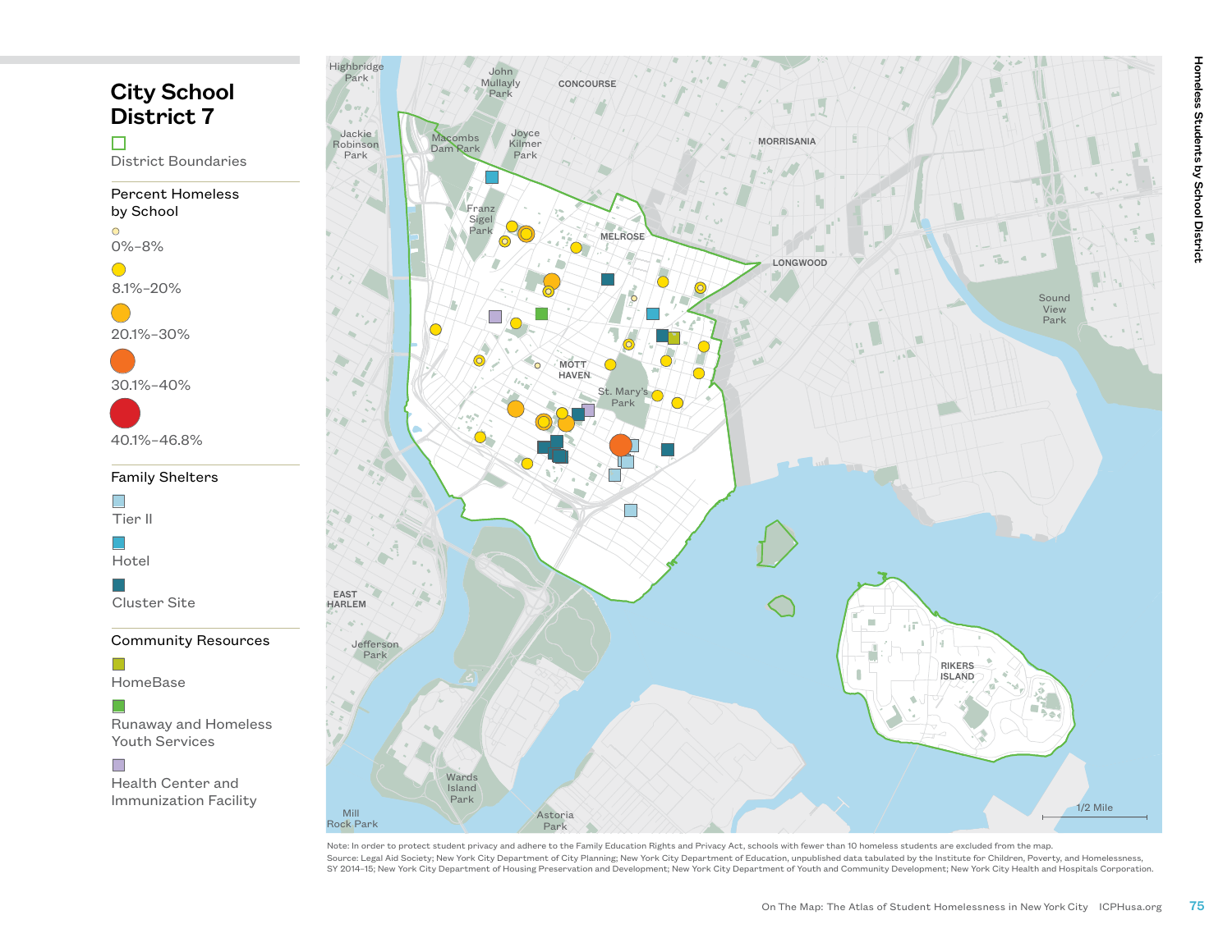# City School District 7

District Boundaries

Percent Homeless by School

0%–8%

8.1%–20%

20.1%–30%

30.1%–40%

40.1%–46.8%

Family Shelters

Tier II

Hotel

Cluster Site

Community Resources

HomeBase

Runaway and Homeless Youth Services

Health Center and Immunization Facility

Highbridge Park

John Mullaly Park

CONCOURSE

Jackie Robinson Park

Macombs Dam Park

Joyce Kilmer Park

MORRISANIA

Franz Sigel Park

MELROSE

LONGWOOD

Sound View Park

MOTT HAVEN

St. Mary's Park

EAST HARLEM

Jefferson Park

RIKERS ISLAND

Wards Island Park

Mill Rock Park

Astoria Park

1/2 Mile

Note: In order to protect student privacy and adhere to the Family Education Rights and Privacy Act, schools with fewer than 10 homeless students are excluded from the map.

Source: Legal Aid Society; New York City Department of City Planning; New York City Department of Education, unpublished data tabulated by the Institute for Children, Poverty, and Homelessness, SY 2014–15; New York City Department of Housing Preservation and Development; New York City Department of Youth and Community Development; New York City Health and Hospitals Corporation.